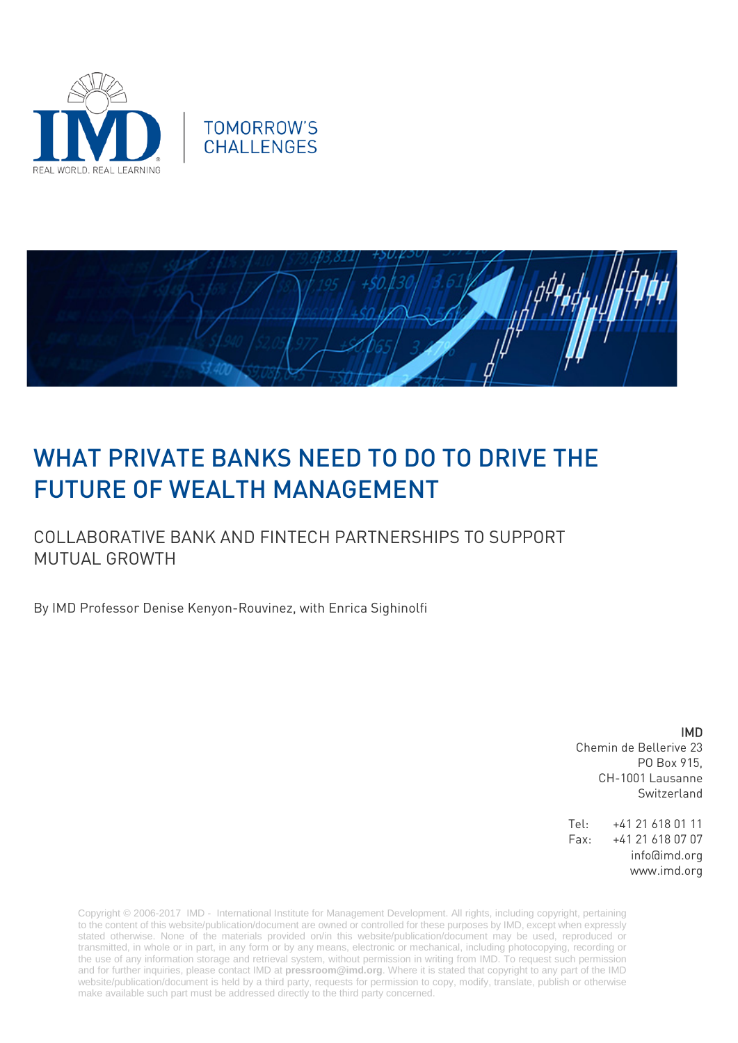TOMORROW'S CHALLENGES

# WHAT PRIVATE BANKS NEED TO DO TO DRIVE THE FUTURE OF WEALTH MANAGEMENT

## COLLABORATIVE BANK AND FINTECH PARTNERSHIPS TO SUPPORT MUTUAL GROWTH

By IMD Professor Denise Kenyon-Rouvinez, with Enrica Sighinolfi

**IMD**
Chemin de Bellerive 23
PO Box 915,
CH-1001 Lausanne
Switzerland

Tel: +41 21 618 01 11
Fax: +41 21 618 07 07
info@imd.org
www.imd.org

Copyright © 2006-2017 IMD - International Institute for Management Development. All rights, including copyright, pertaining to the content of this website/publication/document are owned or controlled for these purposes by IMD, except when expressly stated otherwise. None of the materials provided on/in this website/publication/document may be used, reproduced or transmitted, in whole or in part, in any form or by any means, electronic or mechanical, including photocopying, recording or the use of any information storage and retrieval system, without permission in writing from IMD. To request such permission and for further inquiries, please contact IMD at **pressroom@imd.org**. Where it is stated that copyright to any part of the IMD website/publication/document is held by a third party, requests for permission to copy, modify, translate, publish or otherwise make available such part must be addressed directly to the third party concerned.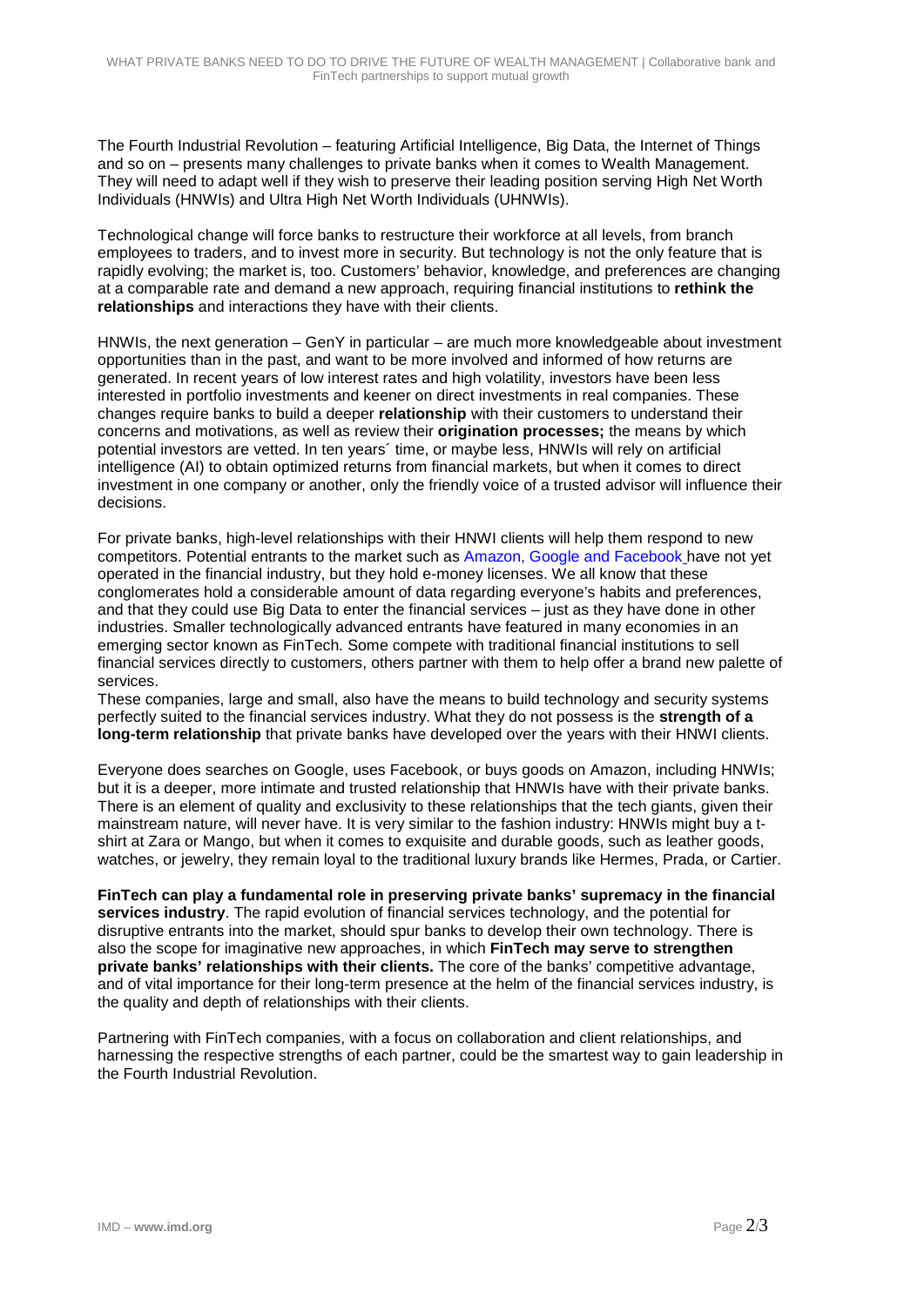The Fourth Industrial Revolution – featuring Artificial Intelligence, Big Data, the Internet of Things and so on – presents many challenges to private banks when it comes to Wealth Management. They will need to adapt well if they wish to preserve their leading position serving High Net Worth Individuals (HNWIs) and Ultra High Net Worth Individuals (UHNWIs).

Technological change will force banks to restructure their workforce at all levels, from branch employees to traders, and to invest more in security. But technology is not the only feature that is rapidly evolving; the market is, too. Customers' behavior, knowledge, and preferences are changing at a comparable rate and demand a new approach, requiring financial institutions to **rethink the relationships** and interactions they have with their clients.

HNWIs, the next generation – GenY in particular – are much more knowledgeable about investment opportunities than in the past, and want to be more involved and informed of how returns are generated. In recent years of low interest rates and high volatility, investors have been less interested in portfolio investments and keener on direct investments in real companies. These changes require banks to build a deeper **relationship** with their customers to understand their concerns and motivations, as well as review their **origination processes;** the means by which potential investors are vetted. In ten years´ time, or maybe less, HNWIs will rely on artificial intelligence (AI) to obtain optimized returns from financial markets, but when it comes to direct investment in one company or another, only the friendly voice of a trusted advisor will influence their decisions.

For private banks, high-level relationships with their HNWI clients will help them respond to new competitors. Potential entrants to the market such as Amazon, Google and Facebook have not yet operated in the financial industry, but they hold e-money licenses. We all know that these conglomerates hold a considerable amount of data regarding everyone's habits and preferences, and that they could use Big Data to enter the financial services – just as they have done in other industries. Smaller technologically advanced entrants have featured in many economies in an emerging sector known as FinTech. Some compete with traditional financial institutions to sell financial services directly to customers, others partner with them to help offer a brand new palette of services.

These companies, large and small, also have the means to build technology and security systems perfectly suited to the financial services industry. What they do not possess is the **strength of a long-term relationship** that private banks have developed over the years with their HNWI clients.

Everyone does searches on Google, uses Facebook, or buys goods on Amazon, including HNWIs; but it is a deeper, more intimate and trusted relationship that HNWIs have with their private banks. There is an element of quality and exclusivity to these relationships that the tech giants, given their mainstream nature, will never have. It is very similar to the fashion industry: HNWIs might buy a t-shirt at Zara or Mango, but when it comes to exquisite and durable goods, such as leather goods, watches, or jewelry, they remain loyal to the traditional luxury brands like Hermes, Prada, or Cartier.

**FinTech can play a fundamental role in preserving private banks' supremacy in the financial services industry**. The rapid evolution of financial services technology, and the potential for disruptive entrants into the market, should spur banks to develop their own technology. There is also the scope for imaginative new approaches, in which **FinTech may serve to strengthen private banks' relationships with their clients.** The core of the banks' competitive advantage, and of vital importance for their long-term presence at the helm of the financial services industry, is the quality and depth of relationships with their clients.

Partnering with FinTech companies, with a focus on collaboration and client relationships, and harnessing the respective strengths of each partner, could be the smartest way to gain leadership in the Fourth Industrial Revolution.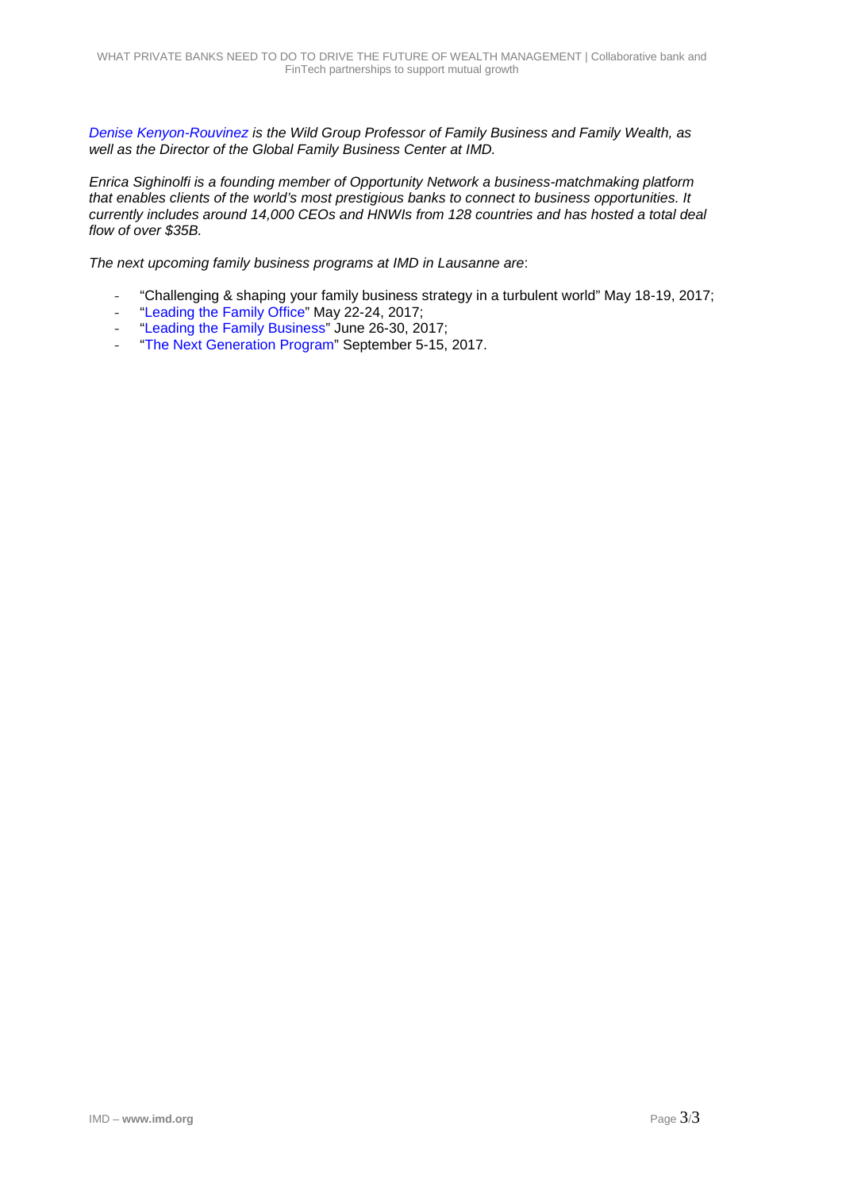*Denise Kenyon-Rouvinez is the Wild Group Professor of Family Business and Family Wealth, as well as the Director of the Global Family Business Center at IMD.*

*Enrica Sighinolfi is a founding member of Opportunity Network a business-matchmaking platform that enables clients of the world's most prestigious banks to connect to business opportunities. It currently includes around 14,000 CEOs and HNWIs from 128 countries and has hosted a total deal flow of over $35B.*

*The next upcoming family business programs at IMD in Lausanne are*:

- "Challenging & shaping your family business strategy in a turbulent world" May 18-19, 2017;
- "Leading the Family Office" May 22-24, 2017;
- "Leading the Family Business" June 26-30, 2017;
- "The Next Generation Program" September 5-15, 2017.